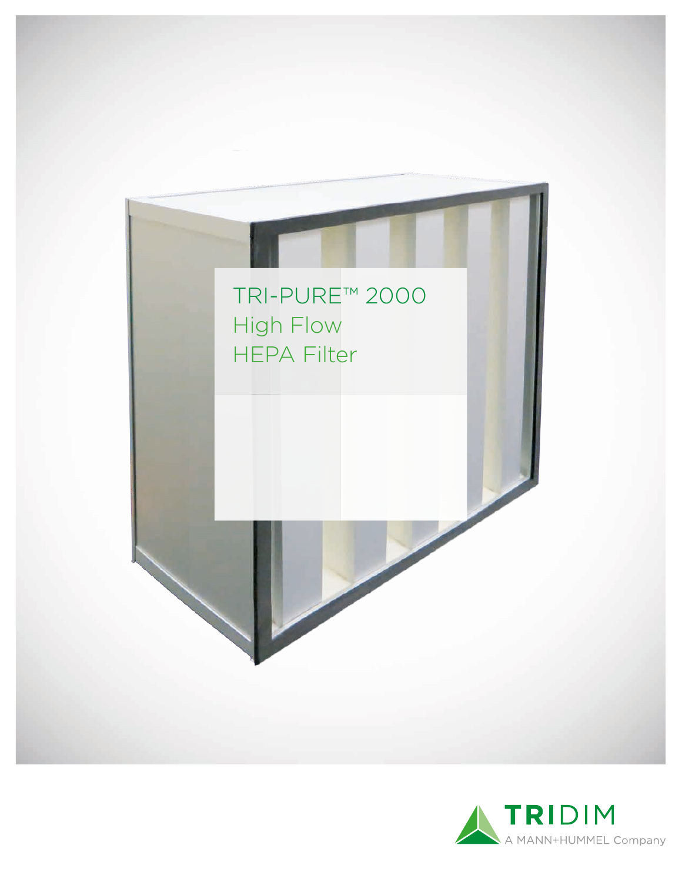# TRI-PURE™ 2000 High Flow HEPA Filter

TRIDIM

A MANN+HUMMEL Company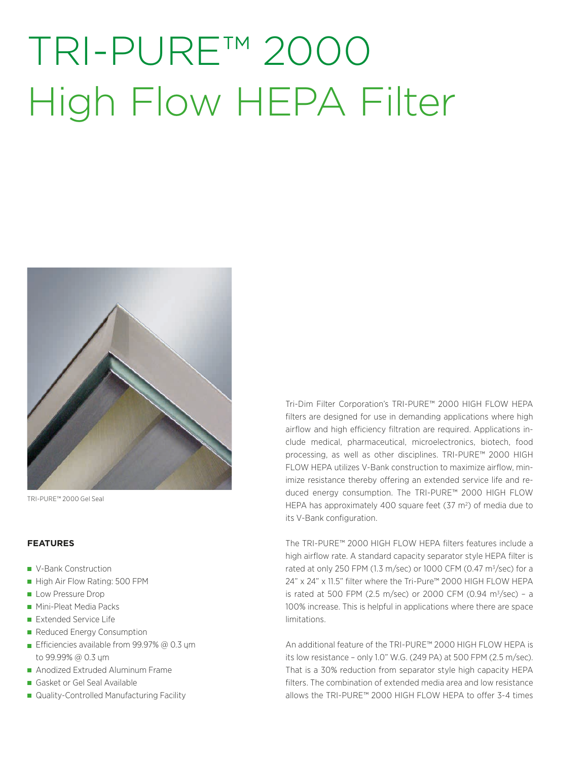# TRI-PURE™ 2000
# High Flow HEPA Filter

TRI-PURE™ 2000 Gel Seal

### FEATURES

- V-Bank Construction
- High Air Flow Rating: 500 FPM
- Low Pressure Drop
- Mini-Pleat Media Packs
- Extended Service Life
- Reduced Energy Consumption
- Efficiencies available from 99.97% @ 0.3 μm to 99.99% @ 0.3 μm
- Anodized Extruded Aluminum Frame
- Gasket or Gel Seal Available
- Quality-Controlled Manufacturing Facility

Tri-Dim Filter Corporation's TRI-PURE™ 2000 HIGH FLOW HEPA filters are designed for use in demanding applications where high airflow and high efficiency filtration are required. Applications include medical, pharmaceutical, microelectronics, biotech, food processing, as well as other disciplines. TRI-PURE™ 2000 HIGH FLOW HEPA utilizes V-Bank construction to maximize airflow, minimize resistance thereby offering an extended service life and reduced energy consumption. The TRI-PURE™ 2000 HIGH FLOW HEPA has approximately 400 square feet (37 $m^2$) of media due to its V-Bank configuration.

The TRI-PURE™ 2000 HIGH FLOW HEPA filters features include a high airflow rate. A standard capacity separator style HEPA filter is rated at only 250 FPM (1.3 m/sec) or 1000 CFM (0.47 $m^3$/sec) for a 24" x 24" x 11.5" filter where the Tri-Pure™ 2000 HIGH FLOW HEPA is rated at 500 FPM (2.5 m/sec) or 2000 CFM (0.94 $m^3$/sec) – a 100% increase. This is helpful in applications where there are space limitations.

An additional feature of the TRI-PURE™ 2000 HIGH FLOW HEPA is its low resistance – only 1.0" W.G. (249 PA) at 500 FPM (2.5 m/sec). That is a 30% reduction from separator style high capacity HEPA filters. The combination of extended media area and low resistance allows the TRI-PURE™ 2000 HIGH FLOW HEPA to offer 3-4 times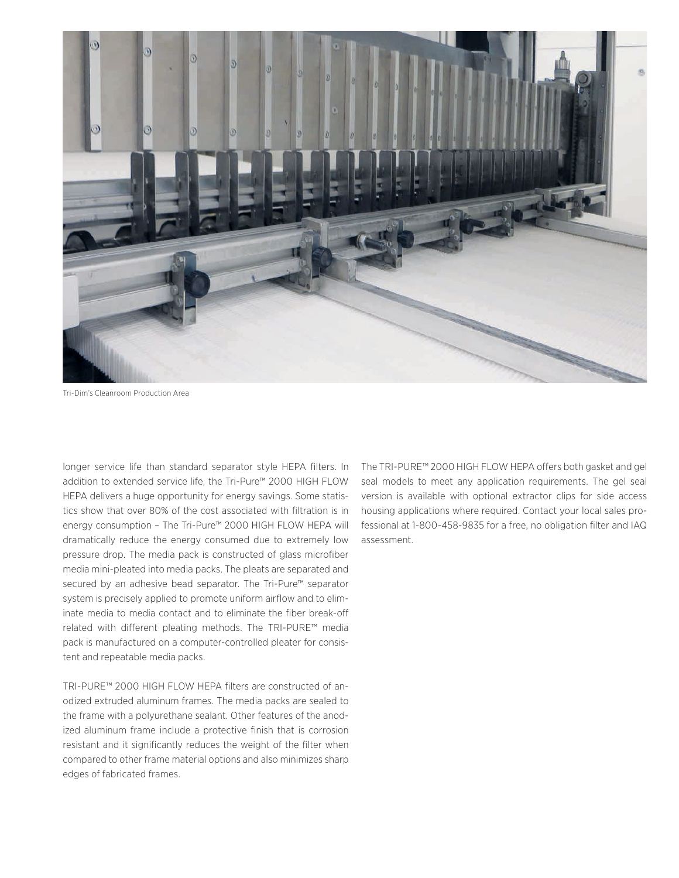Tri-Dim's Cleanroom Production Area

longer service life than standard separator style HEPA filters. In addition to extended service life, the Tri-Pure™ 2000 HIGH FLOW HEPA delivers a huge opportunity for energy savings. Some statistics show that over 80% of the cost associated with filtration is in energy consumption – The Tri-Pure™ 2000 HIGH FLOW HEPA will dramatically reduce the energy consumed due to extremely low pressure drop. The media pack is constructed of glass microfiber media mini-pleated into media packs. The pleats are separated and secured by an adhesive bead separator. The Tri-Pure™ separator system is precisely applied to promote uniform airflow and to eliminate media to media contact and to eliminate the fiber break-off related with different pleating methods. The TRI-PURE™ media pack is manufactured on a computer-controlled pleater for consistent and repeatable media packs.

TRI-PURE™ 2000 HIGH FLOW HEPA filters are constructed of anodized extruded aluminum frames. The media packs are sealed to the frame with a polyurethane sealant. Other features of the anodized aluminum frame include a protective finish that is corrosion resistant and it significantly reduces the weight of the filter when compared to other frame material options and also minimizes sharp edges of fabricated frames.

The TRI-PURE™ 2000 HIGH FLOW HEPA offers both gasket and gel seal models to meet any application requirements. The gel seal version is available with optional extractor clips for side access housing applications where required. Contact your local sales professional at 1-800-458-9835 for a free, no obligation filter and IAQ assessment.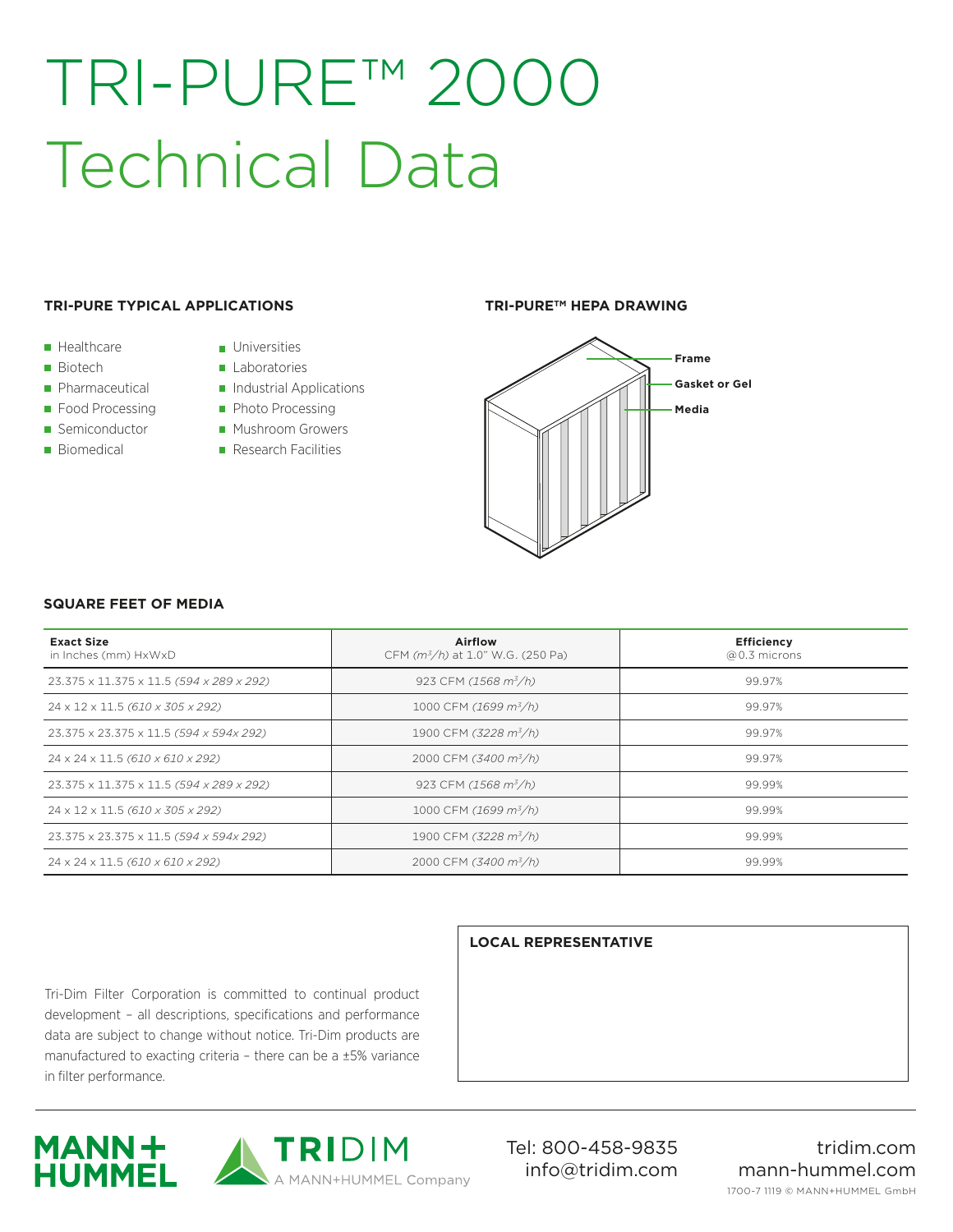# TRI-PURE™ 2000 Technical Data

### TRI-PURE TYPICAL APPLICATIONS

- Healthcare
- Biotech
- Pharmaceutical
- Food Processing
- Semiconductor
- Biomedical
- Universities
- Laboratories
- Industrial Applications
- Photo Processing
- Mushroom Growers
- Research Facilities

### TRI-PURE™ HEPA DRAWING

Frame

Gasket or Gel

Media

### SQUARE FEET OF MEDIA

| **Exact Size** in Inches (mm) HxWxD | **Airflow** CFM ($m^3/h$) at 1.0" W.G. (250 Pa) | **Efficiency** @0.3 microns |
|---|---|---|
| 23.375 x 11.375 x 11.5 *(594 x 289 x 292)* | 923 CFM *(1568 $m^3/h$)* | 99.97% |
| 24 x 12 x 11.5 *(610 x 305 x 292)* | 1000 CFM *(1699 $m^3/h$)* | 99.97% |
| 23.375 x 23.375 x 11.5 *(594 x 594x 292)* | 1900 CFM *(3228 $m^3/h$)* | 99.97% |
| 24 x 24 x 11.5 *(610 x 610 x 292)* | 2000 CFM *(3400 $m^3/h$)* | 99.97% |
| 23.375 x 11.375 x 11.5 *(594 x 289 x 292)* | 923 CFM *(1568 $m^3/h$)* | 99.99% |
| 24 x 12 x 11.5 *(610 x 305 x 292)* | 1000 CFM *(1699 $m^3/h$)* | 99.99% |
| 23.375 x 23.375 x 11.5 *(594 x 594x 292)* | 1900 CFM *(3228 $m^3/h$)* | 99.99% |
| 24 x 24 x 11.5 *(610 x 610 x 292)* | 2000 CFM *(3400 $m^3/h$)* | 99.99% |

Tri-Dim Filter Corporation is committed to continual product development – all descriptions, specifications and performance data are subject to change without notice. Tri-Dim products are manufactured to exacting criteria – there can be a ±5% variance in filter performance.

**LOCAL REPRESENTATIVE**

MANN+HUMMEL

TRIDIM A MANN+HUMMEL Company

Tel: 800-458-9835
info@tridim.com

tridim.com
mann-hummel.com

1700-7 1119 © MANN+HUMMEL GmbH